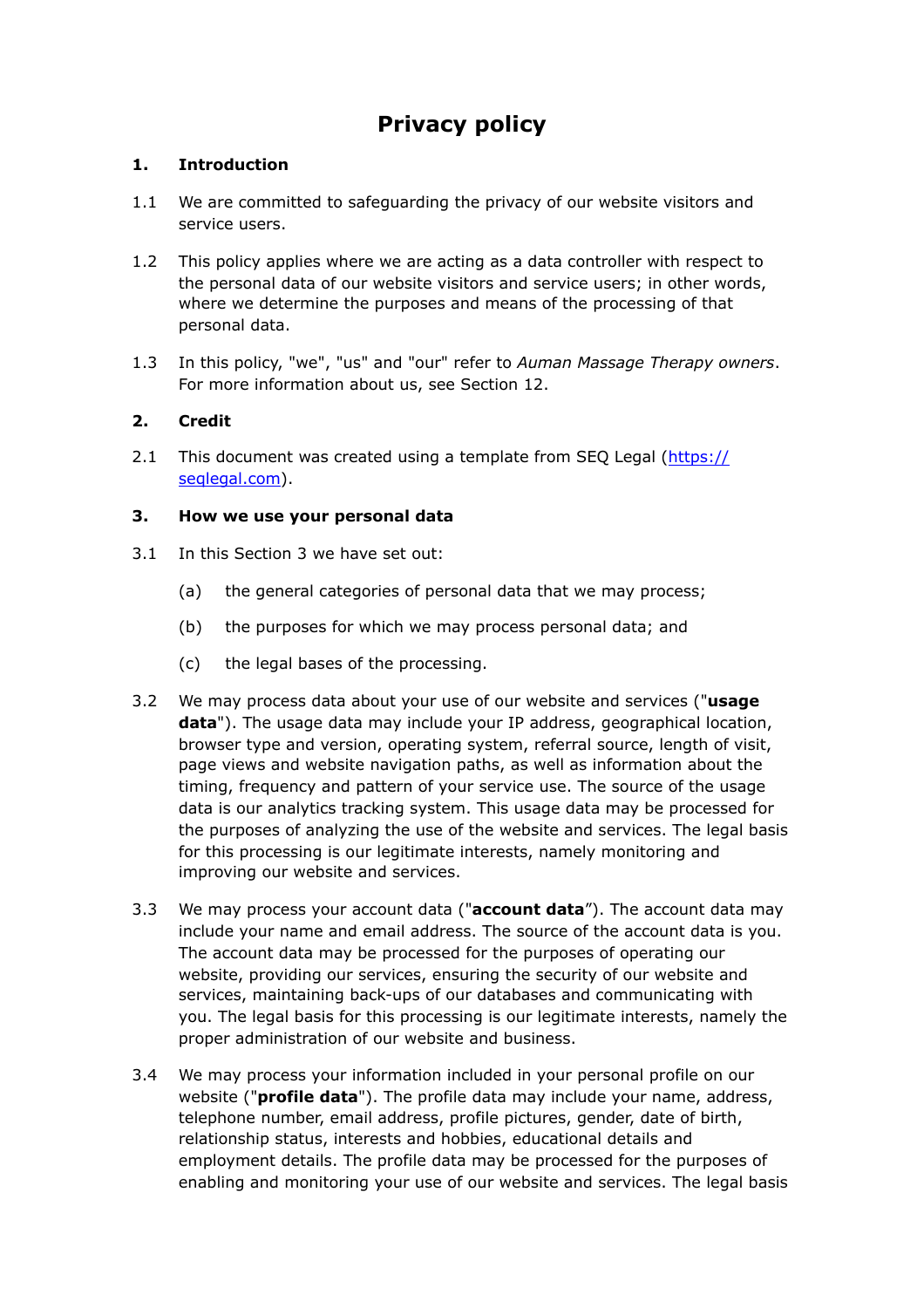# Privacy policy

## 1. Introduction

1.1 We are committed to safeguarding the privacy of our website visitors and service users.

1.2 This policy applies where we are acting as a data controller with respect to the personal data of our website visitors and service users; in other words, where we determine the purposes and means of the processing of that personal data.

1.3 In this policy, "we", "us" and "our" refer to *Auman Massage Therapy owners*. For more information about us, see Section 12.

## 2. Credit

2.1 This document was created using a template from SEQ Legal ([https://seqlegal.com](https://seqlegal.com)).

## 3. How we use your personal data

3.1 In this Section 3 we have set out:

(a) the general categories of personal data that we may process;

(b) the purposes for which we may process personal data; and

(c) the legal bases of the processing.

3.2 We may process data about your use of our website and services ("**usage data**"). The usage data may include your IP address, geographical location, browser type and version, operating system, referral source, length of visit, page views and website navigation paths, as well as information about the timing, frequency and pattern of your service use. The source of the usage data is our analytics tracking system. This usage data may be processed for the purposes of analyzing the use of the website and services. The legal basis for this processing is our legitimate interests, namely monitoring and improving our website and services.

3.3 We may process your account data ("**account data**"). The account data may include your name and email address. The source of the account data is you. The account data may be processed for the purposes of operating our website, providing our services, ensuring the security of our website and services, maintaining back-ups of our databases and communicating with you. The legal basis for this processing is our legitimate interests, namely the proper administration of our website and business.

3.4 We may process your information included in your personal profile on our website ("**profile data**"). The profile data may include your name, address, telephone number, email address, profile pictures, gender, date of birth, relationship status, interests and hobbies, educational details and employment details. The profile data may be processed for the purposes of enabling and monitoring your use of our website and services. The legal basis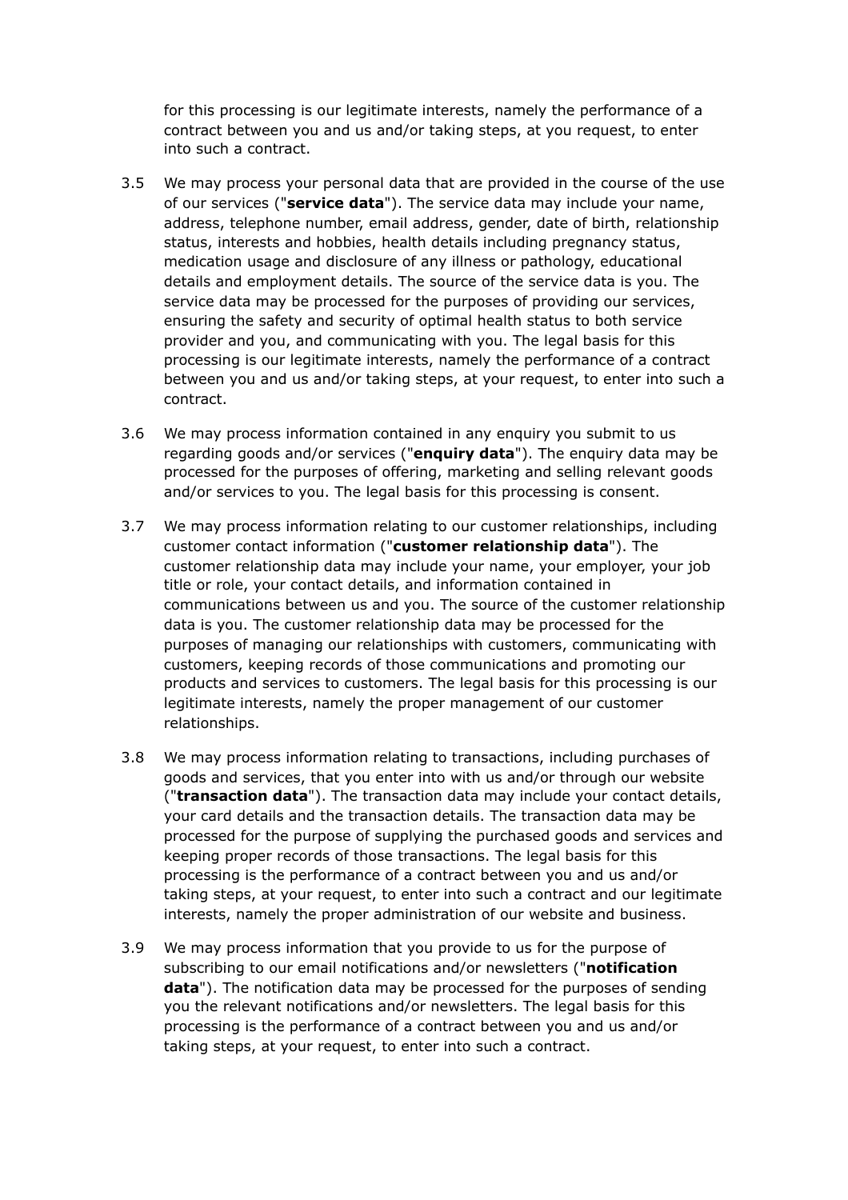for this processing is our legitimate interests, namely the performance of a contract between you and us and/or taking steps, at you request, to enter into such a contract.

3.5 We may process your personal data that are provided in the course of the use of our services ("**service data**"). The service data may include your name, address, telephone number, email address, gender, date of birth, relationship status, interests and hobbies, health details including pregnancy status, medication usage and disclosure of any illness or pathology, educational details and employment details. The source of the service data is you. The service data may be processed for the purposes of providing our services, ensuring the safety and security of optimal health status to both service provider and you, and communicating with you. The legal basis for this processing is our legitimate interests, namely the performance of a contract between you and us and/or taking steps, at your request, to enter into such a contract.

3.6 We may process information contained in any enquiry you submit to us regarding goods and/or services ("**enquiry data**"). The enquiry data may be processed for the purposes of offering, marketing and selling relevant goods and/or services to you. The legal basis for this processing is consent.

3.7 We may process information relating to our customer relationships, including customer contact information ("**customer relationship data**"). The customer relationship data may include your name, your employer, your job title or role, your contact details, and information contained in communications between us and you. The source of the customer relationship data is you. The customer relationship data may be processed for the purposes of managing our relationships with customers, communicating with customers, keeping records of those communications and promoting our products and services to customers. The legal basis for this processing is our legitimate interests, namely the proper management of our customer relationships.

3.8 We may process information relating to transactions, including purchases of goods and services, that you enter into with us and/or through our website ("**transaction data**"). The transaction data may include your contact details, your card details and the transaction details. The transaction data may be processed for the purpose of supplying the purchased goods and services and keeping proper records of those transactions. The legal basis for this processing is the performance of a contract between you and us and/or taking steps, at your request, to enter into such a contract and our legitimate interests, namely the proper administration of our website and business.

3.9 We may process information that you provide to us for the purpose of subscribing to our email notifications and/or newsletters ("**notification data**"). The notification data may be processed for the purposes of sending you the relevant notifications and/or newsletters. The legal basis for this processing is the performance of a contract between you and us and/or taking steps, at your request, to enter into such a contract.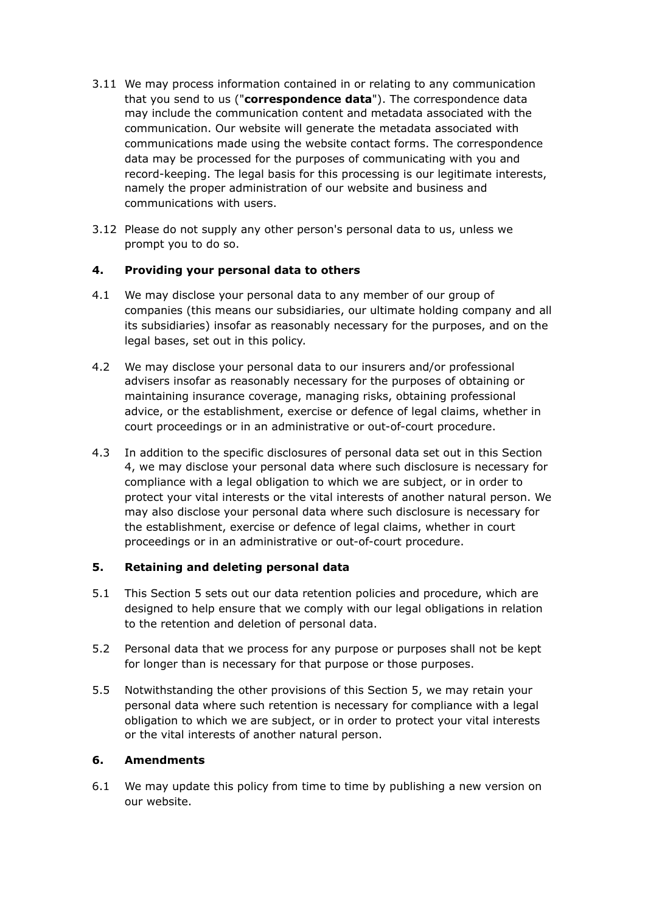3.11 We may process information contained in or relating to any communication that you send to us ("**correspondence data**"). The correspondence data may include the communication content and metadata associated with the communication. Our website will generate the metadata associated with communications made using the website contact forms. The correspondence data may be processed for the purposes of communicating with you and record-keeping. The legal basis for this processing is our legitimate interests, namely the proper administration of our website and business and communications with users.

3.12 Please do not supply any other person's personal data to us, unless we prompt you to do so.

## 4. Providing your personal data to others

4.1 We may disclose your personal data to any member of our group of companies (this means our subsidiaries, our ultimate holding company and all its subsidiaries) insofar as reasonably necessary for the purposes, and on the legal bases, set out in this policy.

4.2 We may disclose your personal data to our insurers and/or professional advisers insofar as reasonably necessary for the purposes of obtaining or maintaining insurance coverage, managing risks, obtaining professional advice, or the establishment, exercise or defence of legal claims, whether in court proceedings or in an administrative or out-of-court procedure.

4.3 In addition to the specific disclosures of personal data set out in this Section 4, we may disclose your personal data where such disclosure is necessary for compliance with a legal obligation to which we are subject, or in order to protect your vital interests or the vital interests of another natural person. We may also disclose your personal data where such disclosure is necessary for the establishment, exercise or defence of legal claims, whether in court proceedings or in an administrative or out-of-court procedure.

## 5. Retaining and deleting personal data

5.1 This Section 5 sets out our data retention policies and procedure, which are designed to help ensure that we comply with our legal obligations in relation to the retention and deletion of personal data.

5.2 Personal data that we process for any purpose or purposes shall not be kept for longer than is necessary for that purpose or those purposes.

5.5 Notwithstanding the other provisions of this Section 5, we may retain your personal data where such retention is necessary for compliance with a legal obligation to which we are subject, or in order to protect your vital interests or the vital interests of another natural person.

## 6. Amendments

6.1 We may update this policy from time to time by publishing a new version on our website.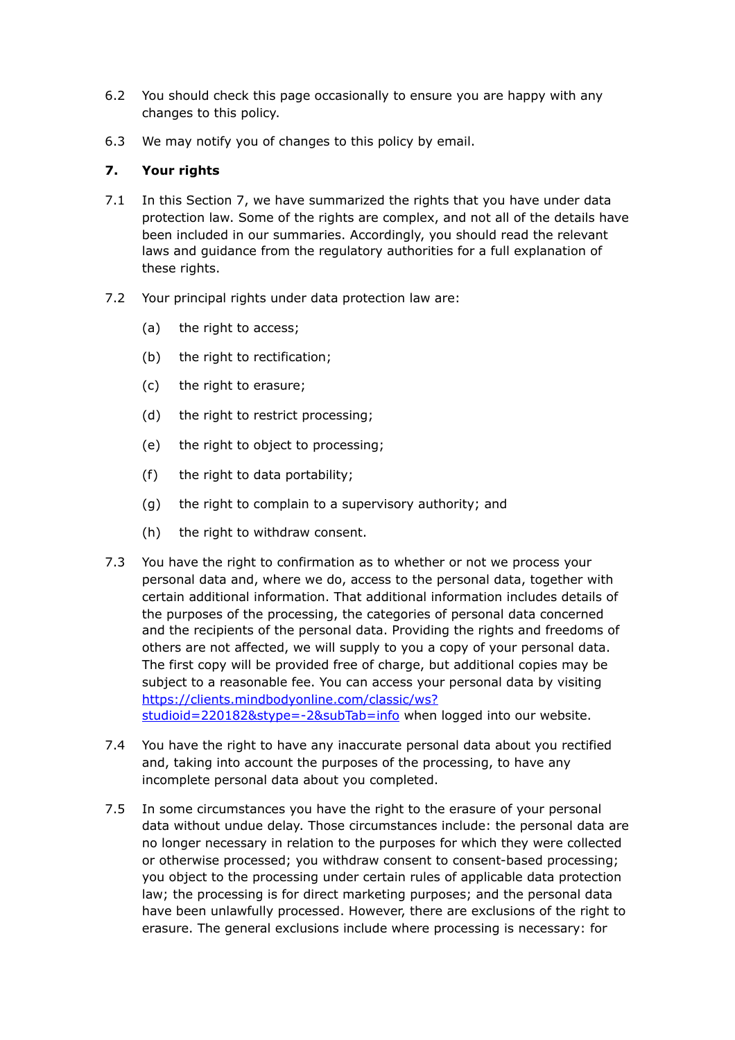6.2 You should check this page occasionally to ensure you are happy with any changes to this policy.

6.3 We may notify you of changes to this policy by email.

## 7. Your rights

7.1 In this Section 7, we have summarized the rights that you have under data protection law. Some of the rights are complex, and not all of the details have been included in our summaries. Accordingly, you should read the relevant laws and guidance from the regulatory authorities for a full explanation of these rights.

7.2 Your principal rights under data protection law are:

- (a) the right to access;
- (b) the right to rectification;
- (c) the right to erasure;
- (d) the right to restrict processing;
- (e) the right to object to processing;
- (f) the right to data portability;
- (g) the right to complain to a supervisory authority; and
- (h) the right to withdraw consent.

7.3 You have the right to confirmation as to whether or not we process your personal data and, where we do, access to the personal data, together with certain additional information. That additional information includes details of the purposes of the processing, the categories of personal data concerned and the recipients of the personal data. Providing the rights and freedoms of others are not affected, we will supply to you a copy of your personal data. The first copy will be provided free of charge, but additional copies may be subject to a reasonable fee. You can access your personal data by visiting [https://clients.mindbodyonline.com/classic/ws?studioid=220182&stype=-2&subTab=info](https://clients.mindbodyonline.com/classic/ws?studioid=220182&stype=-2&subTab=info) when logged into our website.

7.4 You have the right to have any inaccurate personal data about you rectified and, taking into account the purposes of the processing, to have any incomplete personal data about you completed.

7.5 In some circumstances you have the right to the erasure of your personal data without undue delay. Those circumstances include: the personal data are no longer necessary in relation to the purposes for which they were collected or otherwise processed; you withdraw consent to consent-based processing; you object to the processing under certain rules of applicable data protection law; the processing is for direct marketing purposes; and the personal data have been unlawfully processed. However, there are exclusions of the right to erasure. The general exclusions include where processing is necessary: for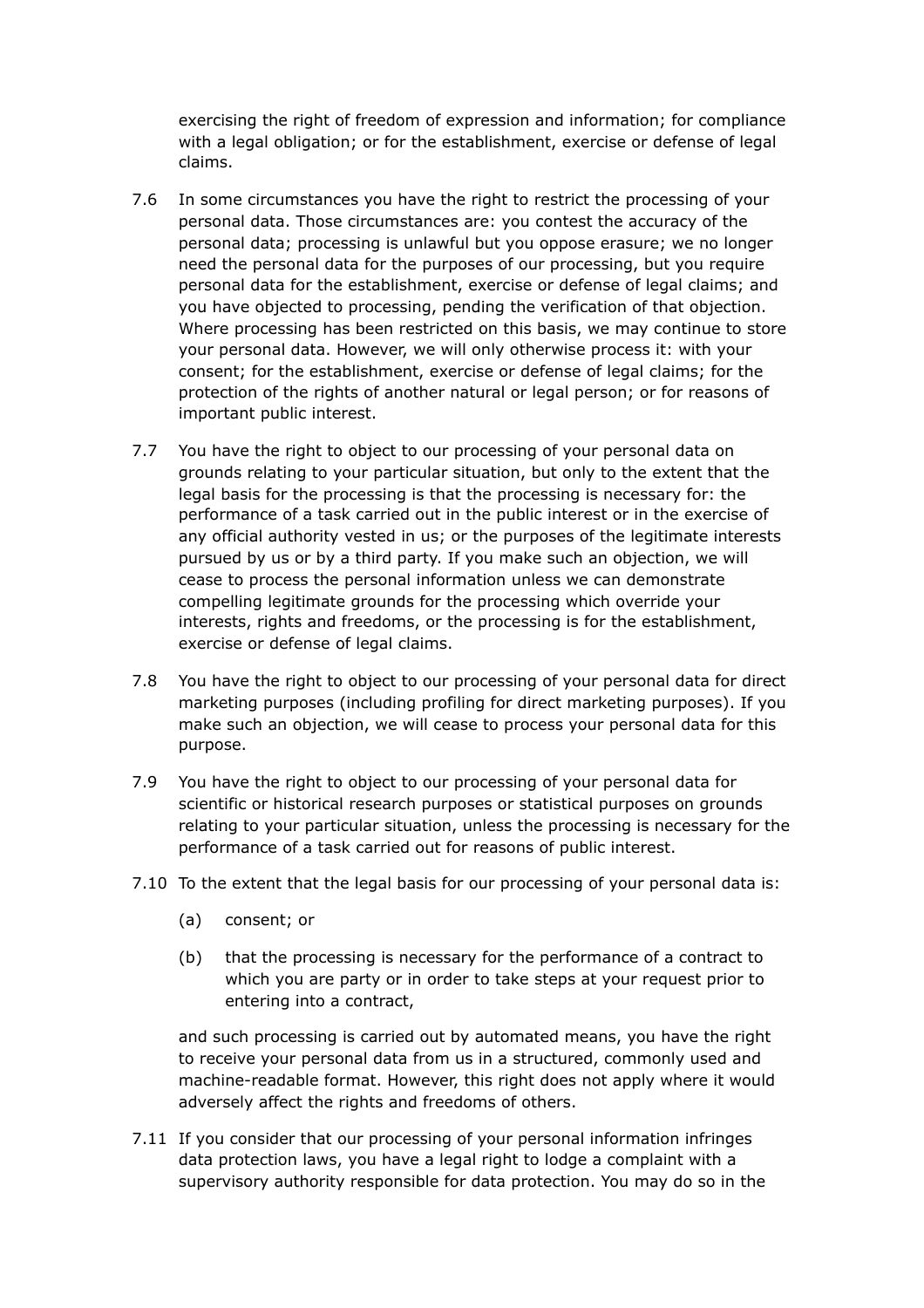exercising the right of freedom of expression and information; for compliance with a legal obligation; or for the establishment, exercise or defense of legal claims.

7.6 In some circumstances you have the right to restrict the processing of your personal data. Those circumstances are: you contest the accuracy of the personal data; processing is unlawful but you oppose erasure; we no longer need the personal data for the purposes of our processing, but you require personal data for the establishment, exercise or defense of legal claims; and you have objected to processing, pending the verification of that objection. Where processing has been restricted on this basis, we may continue to store your personal data. However, we will only otherwise process it: with your consent; for the establishment, exercise or defense of legal claims; for the protection of the rights of another natural or legal person; or for reasons of important public interest.

7.7 You have the right to object to our processing of your personal data on grounds relating to your particular situation, but only to the extent that the legal basis for the processing is that the processing is necessary for: the performance of a task carried out in the public interest or in the exercise of any official authority vested in us; or the purposes of the legitimate interests pursued by us or by a third party. If you make such an objection, we will cease to process the personal information unless we can demonstrate compelling legitimate grounds for the processing which override your interests, rights and freedoms, or the processing is for the establishment, exercise or defense of legal claims.

7.8 You have the right to object to our processing of your personal data for direct marketing purposes (including profiling for direct marketing purposes). If you make such an objection, we will cease to process your personal data for this purpose.

7.9 You have the right to object to our processing of your personal data for scientific or historical research purposes or statistical purposes on grounds relating to your particular situation, unless the processing is necessary for the performance of a task carried out for reasons of public interest.

7.10 To the extent that the legal basis for our processing of your personal data is:

(a) consent; or

(b) that the processing is necessary for the performance of a contract to which you are party or in order to take steps at your request prior to entering into a contract,

and such processing is carried out by automated means, you have the right to receive your personal data from us in a structured, commonly used and machine-readable format. However, this right does not apply where it would adversely affect the rights and freedoms of others.

7.11 If you consider that our processing of your personal information infringes data protection laws, you have a legal right to lodge a complaint with a supervisory authority responsible for data protection. You may do so in the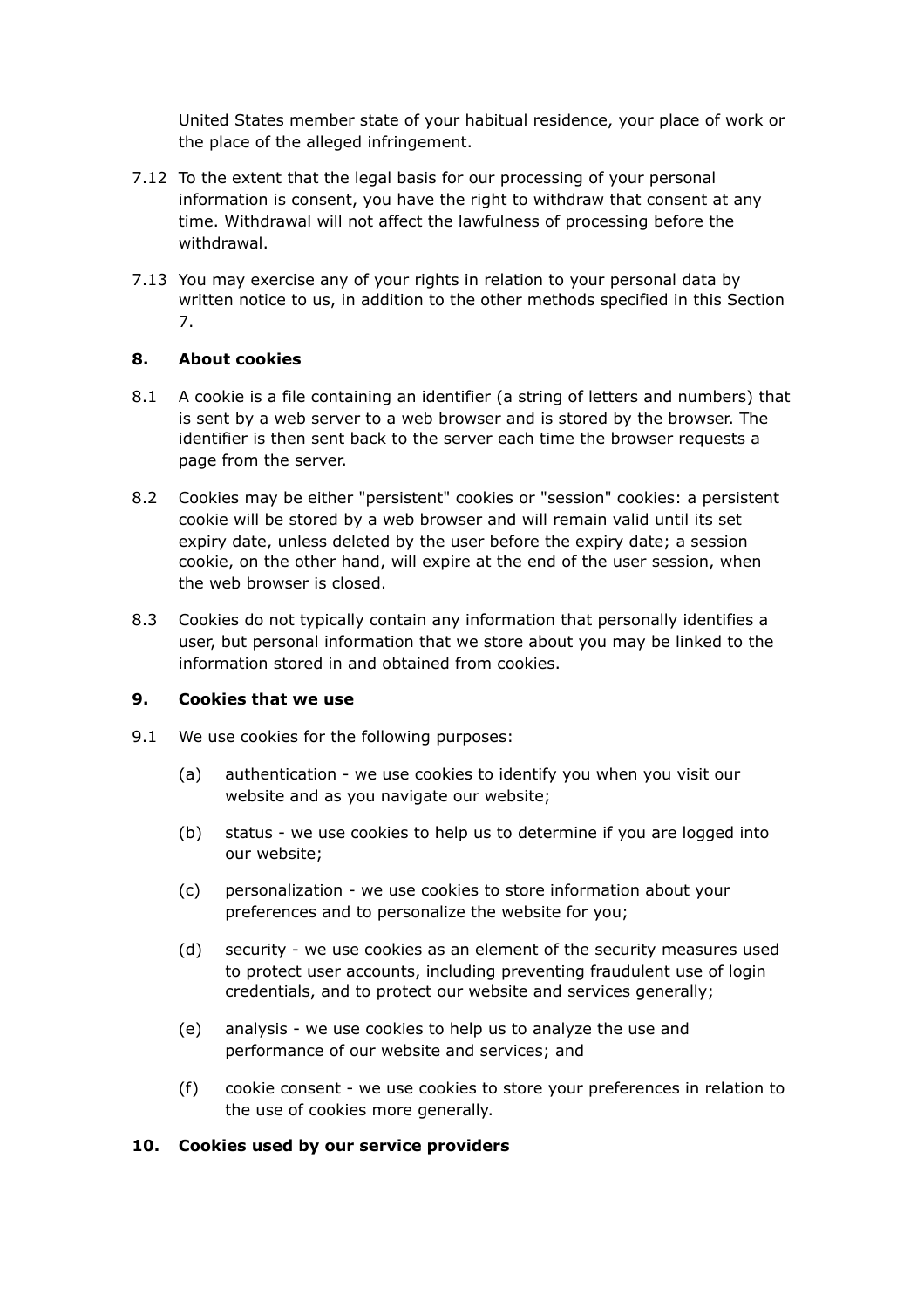United States member state of your habitual residence, your place of work or the place of the alleged infringement.

7.12 To the extent that the legal basis for our processing of your personal information is consent, you have the right to withdraw that consent at any time. Withdrawal will not affect the lawfulness of processing before the withdrawal.

7.13 You may exercise any of your rights in relation to your personal data by written notice to us, in addition to the other methods specified in this Section 7.

## 8. About cookies

8.1 A cookie is a file containing an identifier (a string of letters and numbers) that is sent by a web server to a web browser and is stored by the browser. The identifier is then sent back to the server each time the browser requests a page from the server.

8.2 Cookies may be either "persistent" cookies or "session" cookies: a persistent cookie will be stored by a web browser and will remain valid until its set expiry date, unless deleted by the user before the expiry date; a session cookie, on the other hand, will expire at the end of the user session, when the web browser is closed.

8.3 Cookies do not typically contain any information that personally identifies a user, but personal information that we store about you may be linked to the information stored in and obtained from cookies.

## 9. Cookies that we use

9.1 We use cookies for the following purposes:

(a) authentication - we use cookies to identify you when you visit our website and as you navigate our website;

(b) status - we use cookies to help us to determine if you are logged into our website;

(c) personalization - we use cookies to store information about your preferences and to personalize the website for you;

(d) security - we use cookies as an element of the security measures used to protect user accounts, including preventing fraudulent use of login credentials, and to protect our website and services generally;

(e) analysis - we use cookies to help us to analyze the use and performance of our website and services; and

(f) cookie consent - we use cookies to store your preferences in relation to the use of cookies more generally.

## 10. Cookies used by our service providers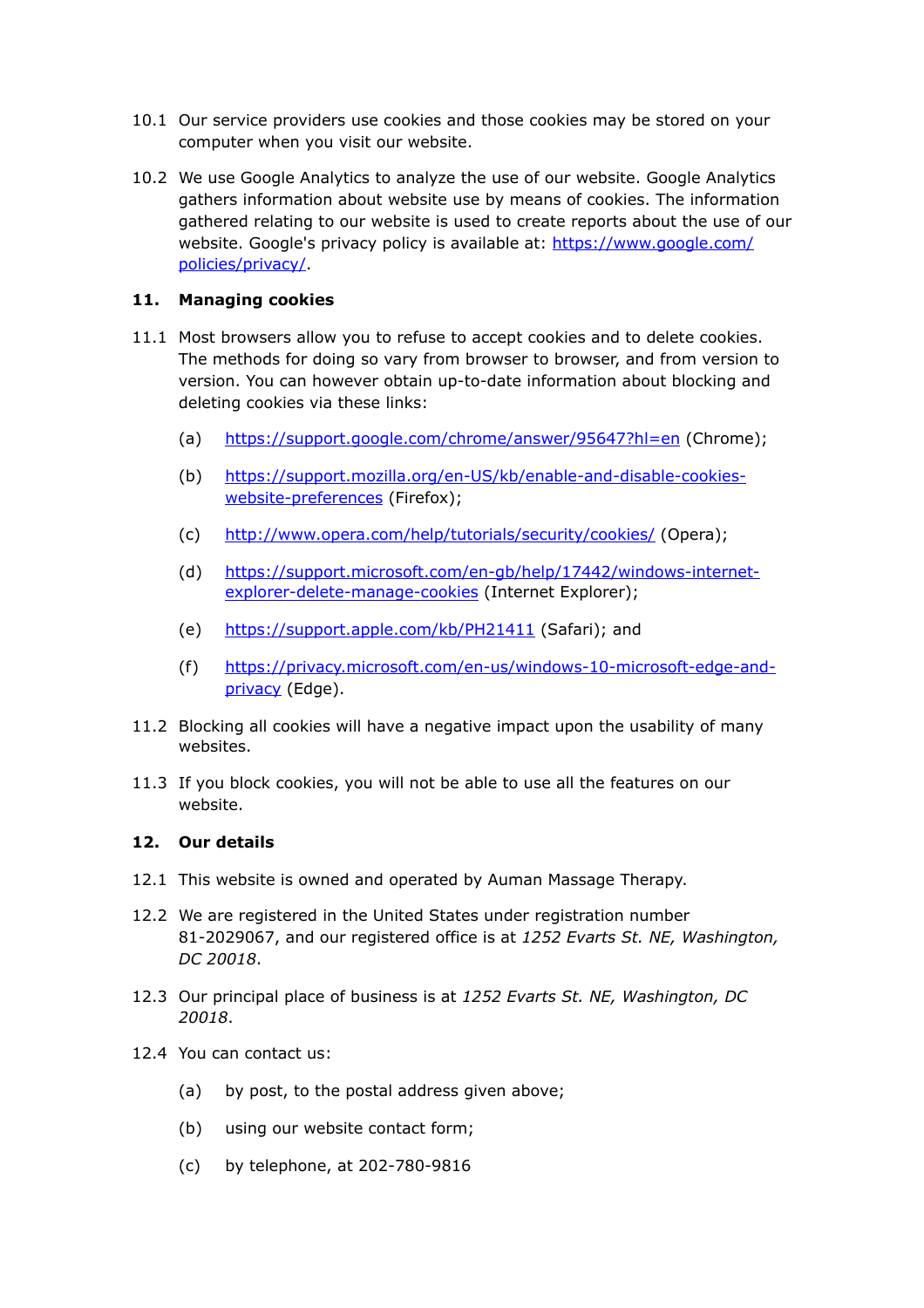10.1 Our service providers use cookies and those cookies may be stored on your computer when you visit our website.

10.2 We use Google Analytics to analyze the use of our website. Google Analytics gathers information about website use by means of cookies. The information gathered relating to our website is used to create reports about the use of our website. Google's privacy policy is available at: [https://www.google.com/policies/privacy/](https://www.google.com/policies/privacy/).

## 11. Managing cookies

11.1 Most browsers allow you to refuse to accept cookies and to delete cookies. The methods for doing so vary from browser to browser, and from version to version. You can however obtain up-to-date information about blocking and deleting cookies via these links:

(a) [https://support.google.com/chrome/answer/95647?hl=en](https://support.google.com/chrome/answer/95647?hl=en) (Chrome);

(b) [https://support.mozilla.org/en-US/kb/enable-and-disable-cookies-website-preferences](https://support.mozilla.org/en-US/kb/enable-and-disable-cookies-website-preferences) (Firefox);

(c) [http://www.opera.com/help/tutorials/security/cookies/](http://www.opera.com/help/tutorials/security/cookies/) (Opera);

(d) [https://support.microsoft.com/en-gb/help/17442/windows-internet-explorer-delete-manage-cookies](https://support.microsoft.com/en-gb/help/17442/windows-internet-explorer-delete-manage-cookies) (Internet Explorer);

(e) [https://support.apple.com/kb/PH21411](https://support.apple.com/kb/PH21411) (Safari); and

(f) [https://privacy.microsoft.com/en-us/windows-10-microsoft-edge-and-privacy](https://privacy.microsoft.com/en-us/windows-10-microsoft-edge-and-privacy) (Edge).

11.2 Blocking all cookies will have a negative impact upon the usability of many websites.

11.3 If you block cookies, you will not be able to use all the features on our website.

## 12. Our details

12.1 This website is owned and operated by Auman Massage Therapy.

12.2 We are registered in the United States under registration number 81-2029067, and our registered office is at *1252 Evarts St. NE, Washington, DC 20018*.

12.3 Our principal place of business is at *1252 Evarts St. NE, Washington, DC 20018*.

12.4 You can contact us:

(a) by post, to the postal address given above;

(b) using our website contact form;

(c) by telephone, at 202-780-9816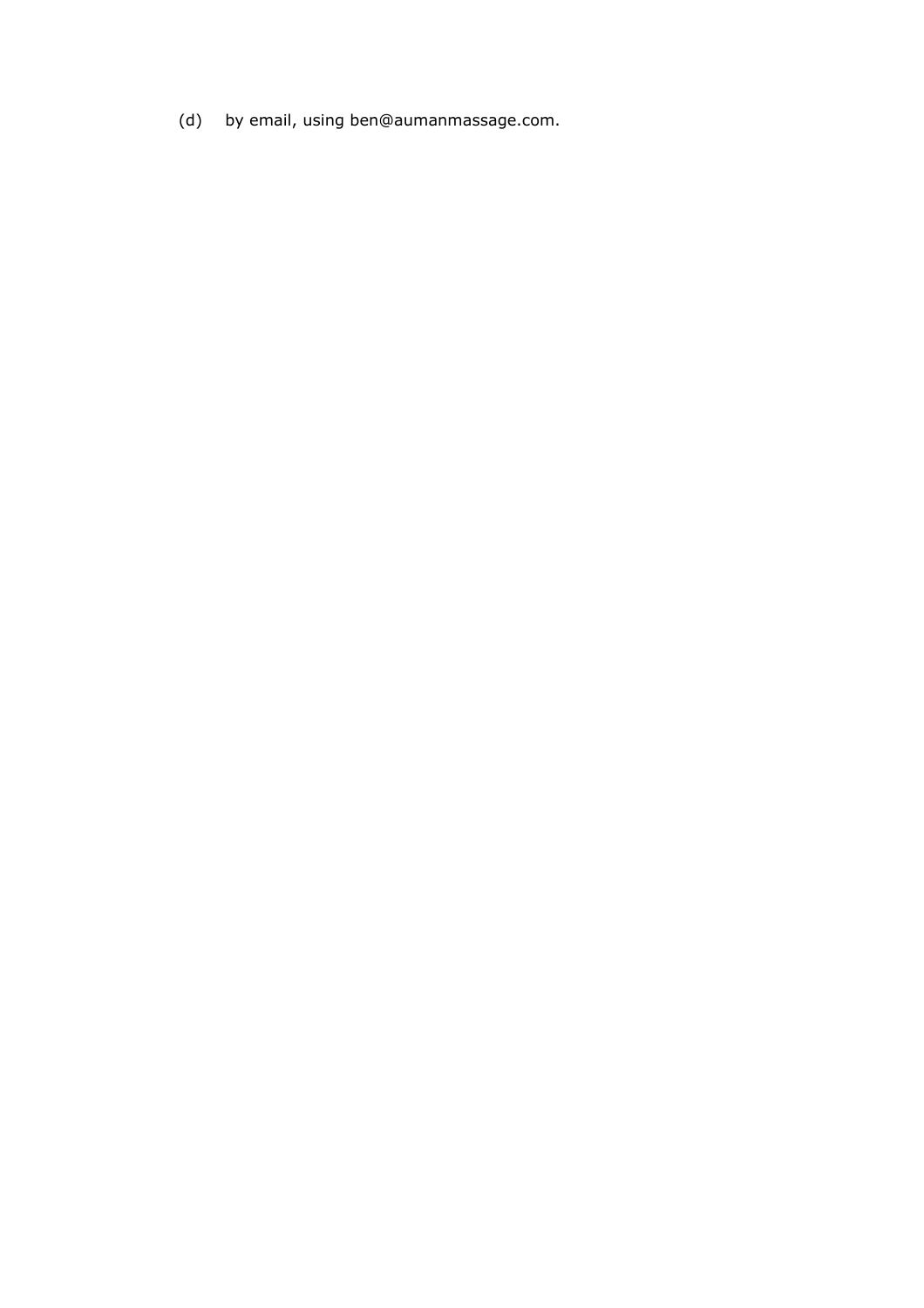(d) by email, using ben@aumanmassage.com.